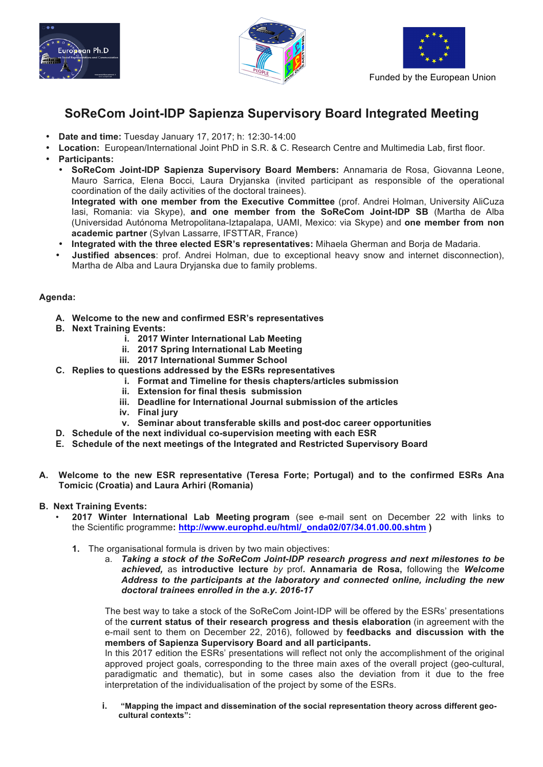Funded by the European Union

# SoReCom Joint-IDP Sapienza Supervisory Board Integrated Meeting

- **Date and time:** Tuesday January 17, 2017; h: 12:30-14:00
- **Location:** European/International Joint PhD in S.R. & C. Research Centre and Multimedia Lab, first floor.
- **Participants:**
  - **SoReCom Joint-IDP Sapienza Supervisory Board Members:** Annamaria de Rosa, Giovanna Leone, Mauro Sarrica, Elena Bocci, Laura Dryjanska (invited participant as responsible of the operational coordination of the daily activities of the doctoral trainees).
    **Integrated with one member from the Executive Committee** (prof. Andrei Holman, University AliCuza Iasi, Romania: via Skype), **and one member from the SoReCom Joint-IDP SB** (Martha de Alba (Universidad Autónoma Metropolitana-Iztapalapa, UAMI, Mexico: via Skype) and **one member from non academic partner** (Sylvan Lassarre, IFSTTAR, France)
  - **Integrated with the three elected ESR's representatives:** Mihaela Gherman and Borja de Madaria.
  - **Justified absences**: prof. Andrei Holman, due to exceptional heavy snow and internet disconnection), Martha de Alba and Laura Dryjanska due to family problems.

**Agenda:**

- **A. Welcome to the new and confirmed ESR's representatives**
- **B. Next Training Events:**
  - **i. 2017 Winter International Lab Meeting**
  - **ii. 2017 Spring International Lab Meeting**
  - **iii. 2017 International Summer School**
- **C. Replies to questions addressed by the ESRs representatives**
  - **i. Format and Timeline for thesis chapters/articles submission**
  - **ii. Extension for final thesis submission**
  - **iii. Deadline for International Journal submission of the articles**
  - **iv. Final jury**
  - **v. Seminar about transferable skills and post-doc career opportunities**
- **D. Schedule of the next individual co-supervision meeting with each ESR**
- **E. Schedule of the next meetings of the Integrated and Restricted Supervisory Board**

**A. Welcome to the new ESR representative (Teresa Forte; Portugal) and to the confirmed ESRs Ana Tomicic (Croatia) and Laura Arhiri (Romania)**

**B. Next Training Events:**

- **2017 Winter International Lab Meeting program** (see e-mail sent on December 22 with links to the Scientific programme**: http://www.europhd.eu/html/_onda02/07/34.01.00.00.shtm )**

  **1.** The organisational formula is driven by two main objectives:

  a. ***Taking a stock of the SoReCom Joint-IDP research progress and next milestones to be achieved,*** as **introductive lecture** *by* prof**. Annamaria de Rosa,** following the ***Welcome Address to the participants at the laboratory and connected online, including the new doctoral trainees enrolled in the a.y. 2016-17***

  The best way to take a stock of the SoReCom Joint-IDP will be offered by the ESRs' presentations of the **current status of their research progress and thesis elaboration** (in agreement with the e-mail sent to them on December 22, 2016), followed by **feedbacks and discussion with the members of Sapienza Supervisory Board and all participants.**
  In this 2017 edition the ESRs' presentations will reflect not only the accomplishment of the original approved project goals, corresponding to the three main axes of the overall project (geo-cultural, paradigmatic and thematic), but in some cases also the deviation from it due to the free interpretation of the individualisation of the project by some of the ESRs.

  **i. "Mapping the impact and dissemination of the social representation theory across different geo-cultural contexts":**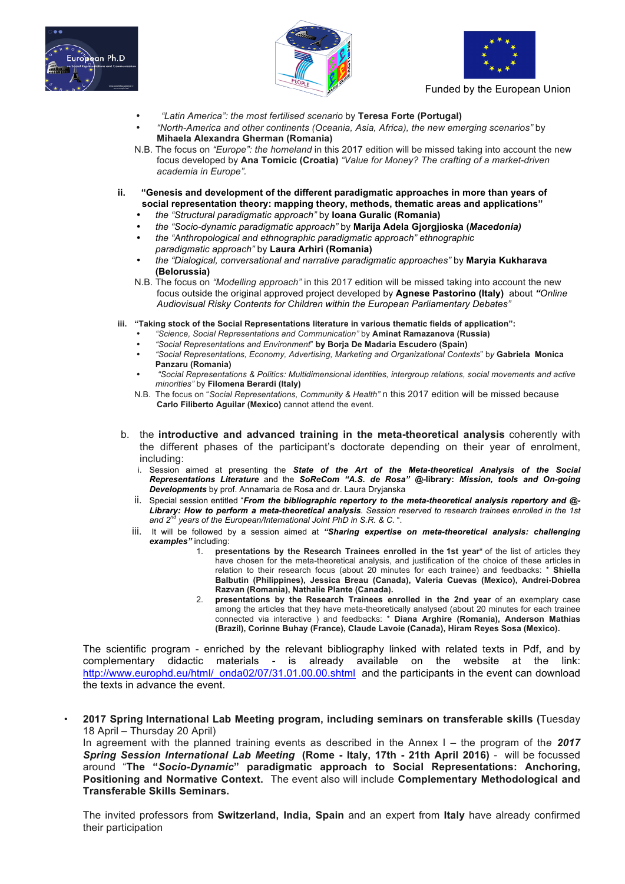Funded by the European Union

- *"Latin America": the most fertilised scenario* by **Teresa Forte (Portugal)**
- *"North-America and other continents (Oceania, Asia, Africa), the new emerging scenarios"* by **Mihaela Alexandra Gherman (Romania)**

N.B. The focus on *"Europe": the homeland* in this 2017 edition will be missed taking into account the new focus developed by **Ana Tomicic (Croatia)** *"Value for Money? The crafting of a market-driven academia in Europe".*

**ii. "Genesis and development of the different paradigmatic approaches in more than years of social representation theory: mapping theory, methods, thematic areas and applications"**

- *the "Structural paradigmatic approach"* by **Ioana Guralic (Romania)**
- *the "Socio-dynamic paradigmatic approach"* by **Marija Adela Gjorgjioska (*Macedonia)***
- *the "Anthropological and ethnographic paradigmatic approach" ethnographic paradigmatic approach"* by **Laura Arhiri (Romania)**
- *the "Dialogical, conversational and narrative paradigmatic approaches"* by **Maryia Kukharava (Belorussia)**

N.B. The focus on *"Modelling approach"* in this 2017 edition will be missed taking into account the new focus outside the original approved project developed by **Agnese Pastorino (Italy)** about ***"****Online Audiovisual Risky Contents for Children within the European Parliamentary Debates"*

**iii. "Taking stock of the Social Representations literature in various thematic fields of application":**

- *"Science, Social Representations and Communication"* by **Aminat Ramazanova (Russia)**
- *"Social Representations and Environment*" **by Borja De Madaria Escudero (Spain)**
- *"Social Representations, Economy, Advertising, Marketing and Organizational Contexts"* by **Gabriela Monica Panzaru (Romania)**
- *"Social Representations & Politics: Multidimensional identities, intergroup relations, social movements and active minorities"* by **Filomena Berardi (Italy)**

N.B. The focus on "*Social Representations, Community & Health"* n this 2017 edition will be missed because **Carlo Filiberto Aguilar (Mexico)** cannot attend the event.

b. the **introductive and advanced training in the meta-theoretical analysis** coherently with the different phases of the participant's doctorate depending on their year of enrolment, including:

i. Session aimed at presenting the ***State of the Art of the Meta-theoretical Analysis of the Social Representations Literature*** and the ***SoReCom "A.S. de Rosa" @-library: Mission, tools and On-going Developments*** by prof. Annamaria de Rosa and dr. Laura Dryjanska

ii. Special session entitled "***From the bibliographic repertory to the meta-theoretical analysis repertory and @-Library: How to perform a meta-theoretical analysis****. Session reserved to research trainees enrolled in the 1st and 2nd years of the European/International Joint PhD in S.R. & C.* ".

iii. It will be followed by a session aimed at ***"Sharing expertise on meta-theoretical analysis: challenging examples"*** including:

1. **presentations by the Research Trainees enrolled in the 1st year*** of the list of articles they have chosen for the meta-theoretical analysis, and justification of the choice of these articles in relation to their research focus (about 20 minutes for each trainee) and feedbacks: * **Shiella Balbutin (Philippines), Jessica Breau (Canada), Valeria Cuevas (Mexico), Andrei-Dobrea Razvan (Romania), Nathalie Plante (Canada).**
2. **presentations by the Research Trainees enrolled in the 2nd year** of an exemplary case among the articles that they have meta-theoretically analysed (about 20 minutes for each trainee connected via interactive ) and feedbacks: * **Diana Arghire (Romania), Anderson Mathias (Brazil), Corinne Buhay (France), Claude Lavoie (Canada), Hiram Reyes Sosa (Mexico).**

The scientific program - enriched by the relevant bibliography linked with related texts in Pdf, and by complementary didactic materials - is already available on the website at the link: http://www.europhd.eu/html/_onda02/07/31.01.00.00.shtml and the participants in the event can download the texts in advance the event.

- **2017 Spring International Lab Meeting program, including seminars on transferable skills (**Tuesday 18 April – Thursday 20 April)

  In agreement with the planned training events as described in the Annex I – the program of the ***2017 Spring Session International Lab Meeting* (Rome - Italy, 17th - 21th April 2016)** - will be focussed around "**The "*Socio-Dynamic*" paradigmatic approach to Social Representations: Anchoring, Positioning and Normative Context.** The event also will include **Complementary Methodological and Transferable Skills Seminars.**

  The invited professors from **Switzerland, India, Spain** and an expert from **Italy** have already confirmed their participation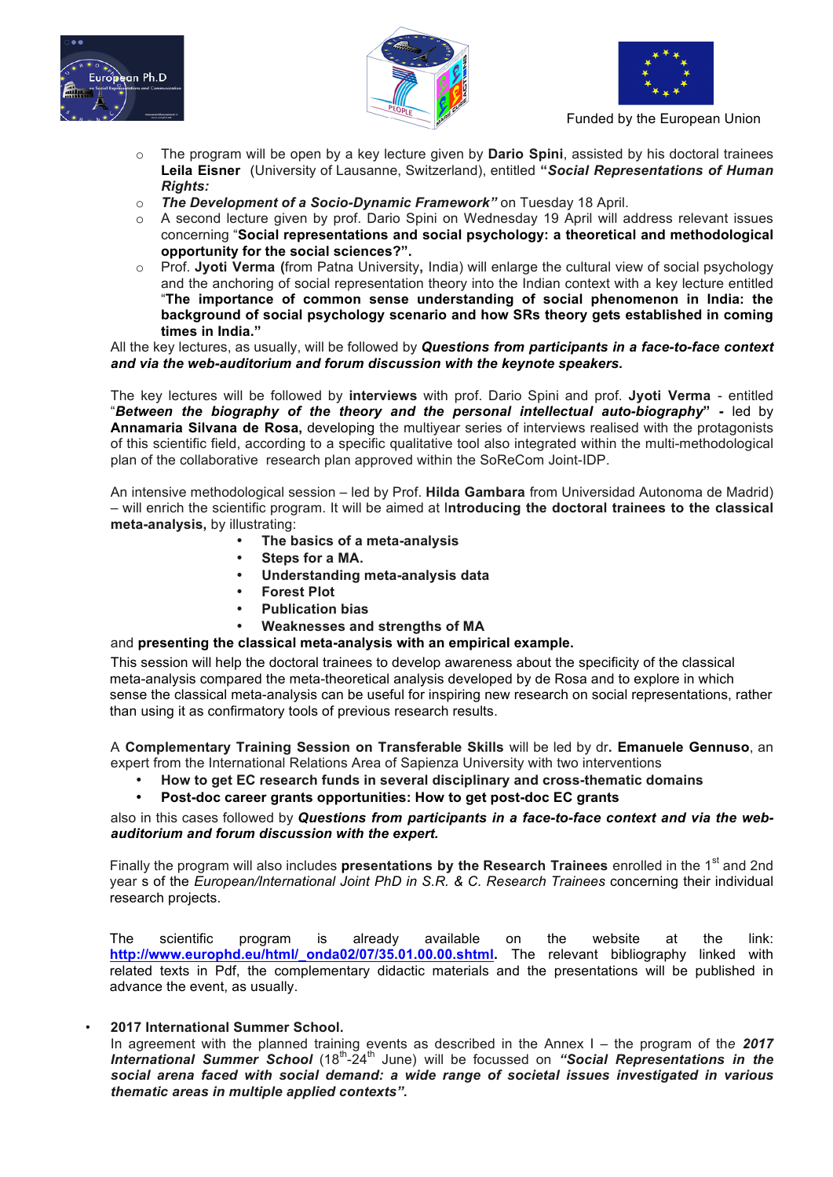Funded by the European Union

- The program will be open by a key lecture given by **Dario Spini**, assisted by his doctoral trainees **Leila Eisner** (University of Lausanne, Switzerland), entitled ***"Social Representations of Human Rights:***
- ***The Development of a Socio-Dynamic Framework"*** on Tuesday 18 April.
- A second lecture given by prof. Dario Spini on Wednesday 19 April will address relevant issues concerning "**Social representations and social psychology: a theoretical and methodological opportunity for the social sciences?".**
- Prof. **Jyoti Verma (**from Patna University**,** India) will enlarge the cultural view of social psychology and the anchoring of social representation theory into the Indian context with a key lecture entitled "**The importance of common sense understanding of social phenomenon in India: the background of social psychology scenario and how SRs theory gets established in coming times in India."**

All the key lectures, as usually, will be followed by ***Questions from participants in a face-to-face context and via the web-auditorium and forum discussion with the keynote speakers.***

The key lectures will be followed by **interviews** with prof. Dario Spini and prof. **Jyoti Verma** - entitled "***Between the biography of the theory and the personal intellectual auto-biography*" -** led by **Annamaria Silvana de Rosa,** developing the multiyear series of interviews realised with the protagonists of this scientific field, according to a specific qualitative tool also integrated within the multi-methodological plan of the collaborative research plan approved within the SoReCom Joint-IDP.

An intensive methodological session – led by Prof. **Hilda Gambara** from Universidad Autonoma de Madrid) – will enrich the scientific program. It will be aimed at I**ntroducing the doctoral trainees to the classical meta-analysis,** by illustrating:

- **The basics of a meta-analysis**
- **Steps for a MA.**
- **Understanding meta-analysis data**
- **Forest Plot**
- **Publication bias**
- **Weaknesses and strengths of MA**

and **presenting the classical meta-analysis with an empirical example.**

This session will help the doctoral trainees to develop awareness about the specificity of the classical meta-analysis compared the meta-theoretical analysis developed by de Rosa and to explore in which sense the classical meta-analysis can be useful for inspiring new research on social representations, rather than using it as confirmatory tools of previous research results.

A **Complementary Training Session on Transferable Skills** will be led by dr**. Emanuele Gennuso**, an expert from the International Relations Area of Sapienza University with two interventions

- **How to get EC research funds in several disciplinary and cross-thematic domains**
- **Post-doc career grants opportunities: How to get post-doc EC grants**

also in this cases followed by ***Questions from participants in a face-to-face context and via the web-auditorium and forum discussion with the expert.***

Finally the program will also includes **presentations by the Research Trainees** enrolled in the 1st and 2nd year s of the *European/International Joint PhD in S.R. & C. Research Trainees* concerning their individual research projects.

The scientific program is already available on the website at the link: **http://www.europhd.eu/html/_onda02/07/35.01.00.00.shtml**. The relevant bibliography linked with related texts in Pdf, the complementary didactic materials and the presentations will be published in advance the event, as usually.

- **2017 International Summer School.**
  In agreement with the planned training events as described in the Annex I – the program of the ***2017 International Summer School*** (18th-24th June) will be focussed on ***"Social Representations in the social arena faced with social demand: a wide range of societal issues investigated in various thematic areas in multiple applied contexts".***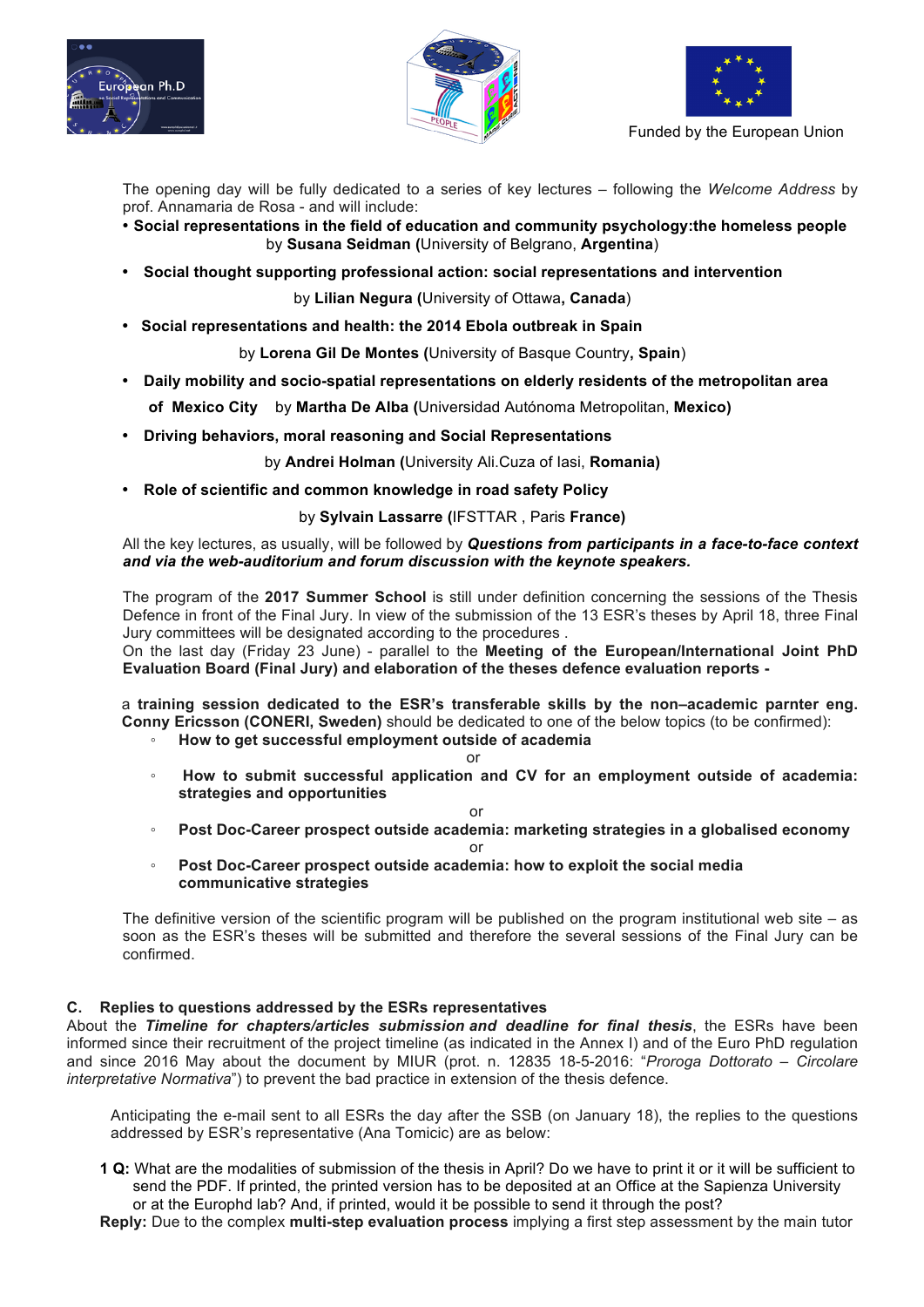Funded by the European Union

The opening day will be fully dedicated to a series of key lectures – following the *Welcome Address* by prof. Annamaria de Rosa - and will include:

- **Social representations in the field of education and community psychology:the homeless people** by **Susana Seidman (**University of Belgrano, **Argentina**)
- **Social thought supporting professional action: social representations and intervention** by **Lilian Negura (**University of Ottawa**, Canada**)
- **Social representations and health: the 2014 Ebola outbreak in Spain** by **Lorena Gil De Montes (**University of Basque Country**, Spain**)
- **Daily mobility and socio-spatial representations on elderly residents of the metropolitan area of Mexico City** by **Martha De Alba (**Universidad Autónoma Metropolitan, **Mexico)**
- **Driving behaviors, moral reasoning and Social Representations** by **Andrei Holman (**University Ali.Cuza of Iasi, **Romania)**
- **Role of scientific and common knowledge in road safety Policy** by **Sylvain Lassarre (**IFSTTAR , Paris **France)**

All the key lectures, as usually, will be followed by ***Questions from participants in a face-to-face context and via the web-auditorium and forum discussion with the keynote speakers.***

The program of the **2017 Summer School** is still under definition concerning the sessions of the Thesis Defence in front of the Final Jury. In view of the submission of the 13 ESR's theses by April 18, three Final Jury committees will be designated according to the procedures .
On the last day (Friday 23 June) - parallel to the **Meeting of the European/International Joint PhD Evaluation Board (Final Jury) and elaboration of the theses defence evaluation reports -**

a **training session dedicated to the ESR's transferable skills by the non–academic parnter eng. Conny Ericsson (CONERI, Sweden)** should be dedicated to one of the below topics (to be confirmed):

- **How to get successful employment outside of academia**

  or
- **How to submit successful application and CV for an employment outside of academia: strategies and opportunities**

  or
- **Post Doc-Career prospect outside academia: marketing strategies in a globalised economy**

  or
- **Post Doc-Career prospect outside academia: how to exploit the social media communicative strategies**

The definitive version of the scientific program will be published on the program institutional web site – as soon as the ESR's theses will be submitted and therefore the several sessions of the Final Jury can be confirmed.

### C. Replies to questions addressed by the ESRs representatives

About the ***Timeline for chapters/articles submission and deadline for final thesis***, the ESRs have been informed since their recruitment of the project timeline (as indicated in the Annex I) and of the Euro PhD regulation and since 2016 May about the document by MIUR (prot. n. 12835 18-5-2016: "*Proroga Dottorato – Circolare interpretative Normativa*") to prevent the bad practice in extension of the thesis defence.

Anticipating the e-mail sent to all ESRs the day after the SSB (on January 18), the replies to the questions addressed by ESR's representative (Ana Tomicic) are as below:

**1 Q:** What are the modalities of submission of the thesis in April? Do we have to print it or it will be sufficient to send the PDF. If printed, the printed version has to be deposited at an Office at the Sapienza University or at the Europhd lab? And, if printed, would it be possible to send it through the post?

**Reply:** Due to the complex **multi-step evaluation process** implying a first step assessment by the main tutor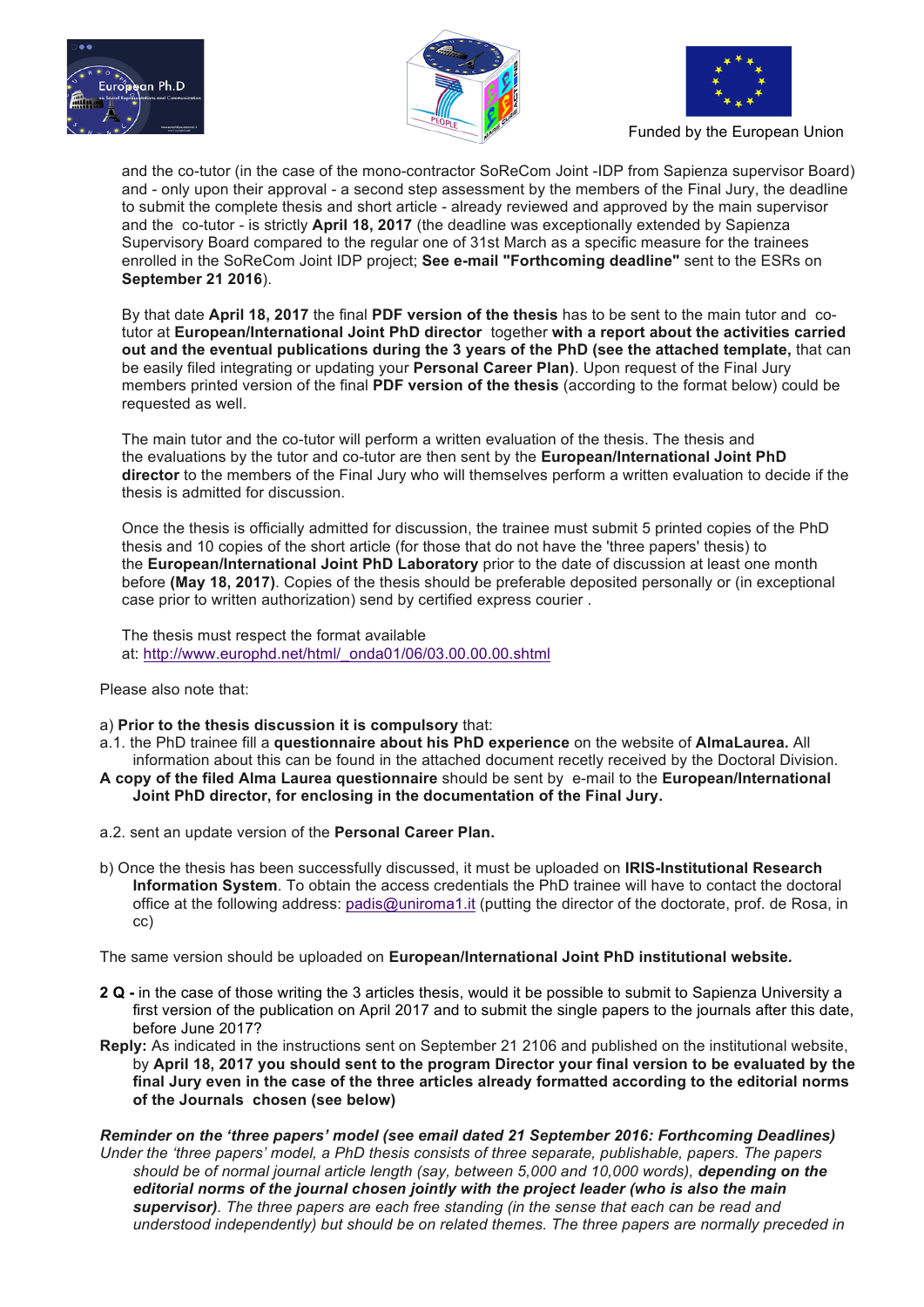and the co-tutor (in the case of the mono-contractor SoReCom Joint -IDP from Sapienza supervisor Board) and - only upon their approval - a second step assessment by the members of the Final Jury, the deadline to submit the complete thesis and short article - already reviewed and approved by the main supervisor and the co-tutor - is strictly **April 18, 2017** (the deadline was exceptionally extended by Sapienza Supervisory Board compared to the regular one of 31st March as a specific measure for the trainees enrolled in the SoReCom Joint IDP project; **See e-mail "Forthcoming deadline"** sent to the ESRs on **September 21 2016**).

By that date **April 18, 2017** the final **PDF version of the thesis** has to be sent to the main tutor and co-tutor at **European/International Joint PhD director** together **with a report about the activities carried out and the eventual publications during the 3 years of the PhD (see the attached template,** that can be easily filed integrating or updating your **Personal Career Plan)**. Upon request of the Final Jury members printed version of the final **PDF version of the thesis** (according to the format below) could be requested as well.

The main tutor and the co-tutor will perform a written evaluation of the thesis. The thesis and the evaluations by the tutor and co-tutor are then sent by the **European/International Joint PhD director** to the members of the Final Jury who will themselves perform a written evaluation to decide if the thesis is admitted for discussion.

Once the thesis is officially admitted for discussion, the trainee must submit 5 printed copies of the PhD thesis and 10 copies of the short article (for those that do not have the 'three papers' thesis) to the **European/International Joint PhD Laboratory** prior to the date of discussion at least one month before **(May 18, 2017)**. Copies of the thesis should be preferable deposited personally or (in exceptional case prior to written authorization) send by certified express courier .

The thesis must respect the format available at: [http://www.europhd.net/html/_onda01/06/03.00.00.00.shtml](http://www.europhd.net/html/_onda01/06/03.00.00.00.shtml)

Please also note that:

a) **Prior to the thesis discussion it is compulsory** that:

a.1. the PhD trainee fill a **questionnaire about his PhD experience** on the website of **AlmaLaurea.** All information about this can be found in the attached document recetly received by the Doctoral Division.

**A copy of the filed Alma Laurea questionnaire** should be sent by e-mail to the **European/International Joint PhD director, for enclosing in the documentation of the Final Jury.**

a.2. sent an update version of the **Personal Career Plan.**

b) Once the thesis has been successfully discussed, it must be uploaded on **IRIS-Institutional Research Information System**. To obtain the access credentials the PhD trainee will have to contact the doctoral office at the following address: [padis@uniroma1.it](mailto:padis@uniroma1.it) (putting the director of the doctorate, prof. de Rosa, in cc)

The same version should be uploaded on **European/International Joint PhD institutional website.**

**2 Q -** in the case of those writing the 3 articles thesis, would it be possible to submit to Sapienza University a first version of the publication on April 2017 and to submit the single papers to the journals after this date, before June 2017?

**Reply:** As indicated in the instructions sent on September 21 2106 and published on the institutional website, by **April 18, 2017 you should sent to the program Director your final version to be evaluated by the final Jury even in the case of the three articles already formatted according to the editorial norms of the Journals chosen (see below)**

***Reminder on the 'three papers' model (see email dated 21 September 2016: Forthcoming Deadlines)***

*Under the 'three papers' model, a PhD thesis consists of three separate, publishable, papers. The papers should be of normal journal article length (say, between 5,000 and 10,000 words), **depending on the editorial norms of the journal chosen jointly with the project leader (who is also the main supervisor)**. The three papers are each free standing (in the sense that each can be read and understood independently) but should be on related themes. The three papers are normally preceded in*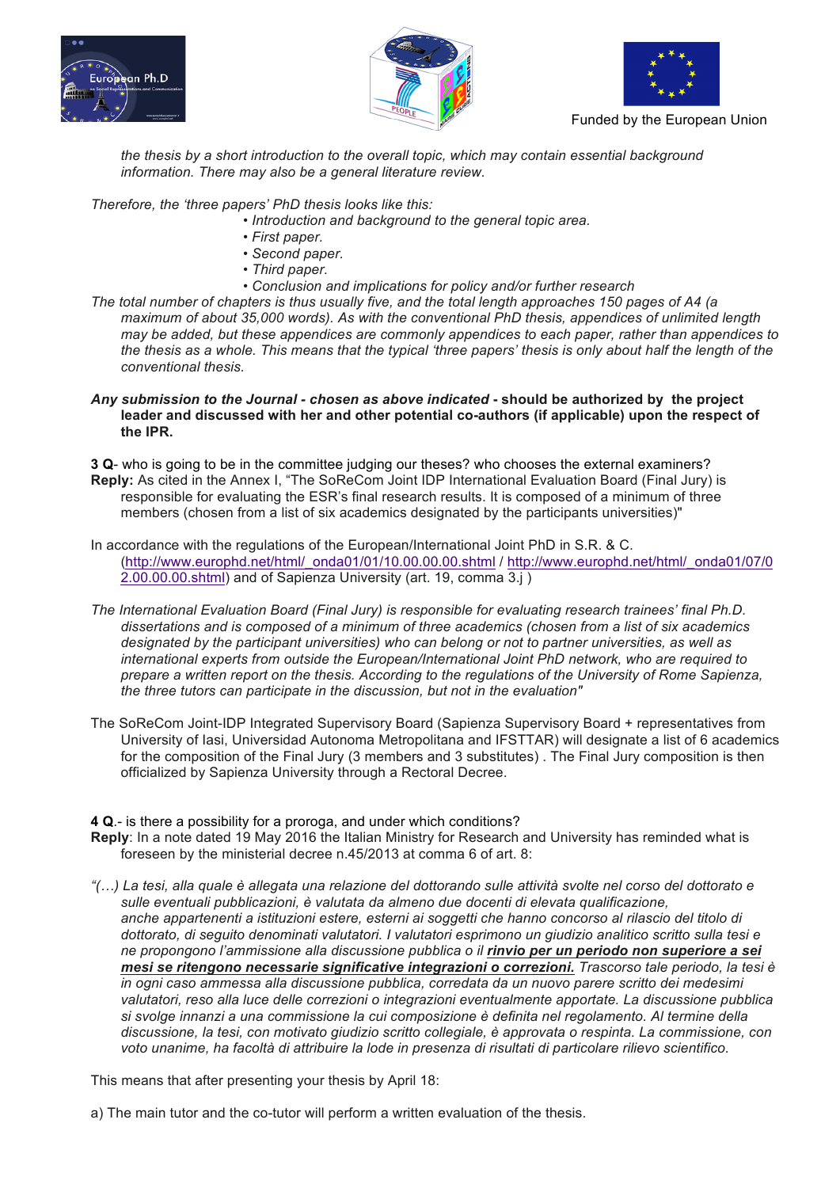*the thesis by a short introduction to the overall topic, which may contain essential background information. There may also be a general literature review.*

*Therefore, the 'three papers' PhD thesis looks like this:*

- *Introduction and background to the general topic area.*
- *First paper.*
- *Second paper.*
- *Third paper.*
- *Conclusion and implications for policy and/or further research*

*The total number of chapters is thus usually five, and the total length approaches 150 pages of A4 (a maximum of about 35,000 words). As with the conventional PhD thesis, appendices of unlimited length may be added, but these appendices are commonly appendices to each paper, rather than appendices to the thesis as a whole. This means that the typical 'three papers' thesis is only about half the length of the conventional thesis.*

***Any submission to the Journal - chosen as above indicated* - should be authorized by the project leader and discussed with her and other potential co-authors (if applicable) upon the respect of the IPR.**

**3 Q**- who is going to be in the committee judging our theses? who chooses the external examiners?

**Reply:** As cited in the Annex I, "The SoReCom Joint IDP International Evaluation Board (Final Jury) is responsible for evaluating the ESR's final research results. It is composed of a minimum of three members (chosen from a list of six academics designated by the participants universities)"

In accordance with the regulations of the European/International Joint PhD in S.R. & C. (http://www.europhd.net/html/_onda01/01/10.00.00.00.shtml / http://www.europhd.net/html/_onda01/07/02.00.00.00.shtml) and of Sapienza University (art. 19, comma 3.j )

*The International Evaluation Board (Final Jury) is responsible for evaluating research trainees' final Ph.D. dissertations and is composed of a minimum of three academics (chosen from a list of six academics designated by the participant universities) who can belong or not to partner universities, as well as international experts from outside the European/International Joint PhD network, who are required to prepare a written report on the thesis. According to the regulations of the University of Rome Sapienza, the three tutors can participate in the discussion, but not in the evaluation"*

The SoReCom Joint-IDP Integrated Supervisory Board (Sapienza Supervisory Board + representatives from University of Iasi, Universidad Autonoma Metropolitana and IFSTTAR) will designate a list of 6 academics for the composition of the Final Jury (3 members and 3 substitutes) . The Final Jury composition is then officialized by Sapienza University through a Rectoral Decree.

**4 Q**.- is there a possibility for a proroga, and under which conditions?

**Reply**: In a note dated 19 May 2016 the Italian Ministry for Research and University has reminded what is foreseen by the ministerial decree n.45/2013 at comma 6 of art. 8:

*"(…) La tesi, alla quale è allegata una relazione del dottorando sulle attività svolte nel corso del dottorato e sulle eventuali pubblicazioni, è valutata da almeno due docenti di elevata qualificazione, anche appartenenti a istituzioni estere, esterni ai soggetti che hanno concorso al rilascio del titolo di dottorato, di seguito denominati valutatori. I valutatori esprimono un giudizio analitico scritto sulla tesi e ne propongono l'ammissione alla discussione pubblica o il **rinvio per un periodo non superiore a sei mesi se ritengono necessarie significative integrazioni o correzioni.** Trascorso tale periodo, la tesi è in ogni caso ammessa alla discussione pubblica, corredata da un nuovo parere scritto dei medesimi valutatori, reso alla luce delle correzioni o integrazioni eventualmente apportate. La discussione pubblica si svolge innanzi a una commissione la cui composizione è definita nel regolamento. Al termine della discussione, la tesi, con motivato giudizio scritto collegiale, è approvata o respinta. La commissione, con voto unanime, ha facoltà di attribuire la lode in presenza di risultati di particolare rilievo scientifico.*

This means that after presenting your thesis by April 18:

a) The main tutor and the co-tutor will perform a written evaluation of the thesis.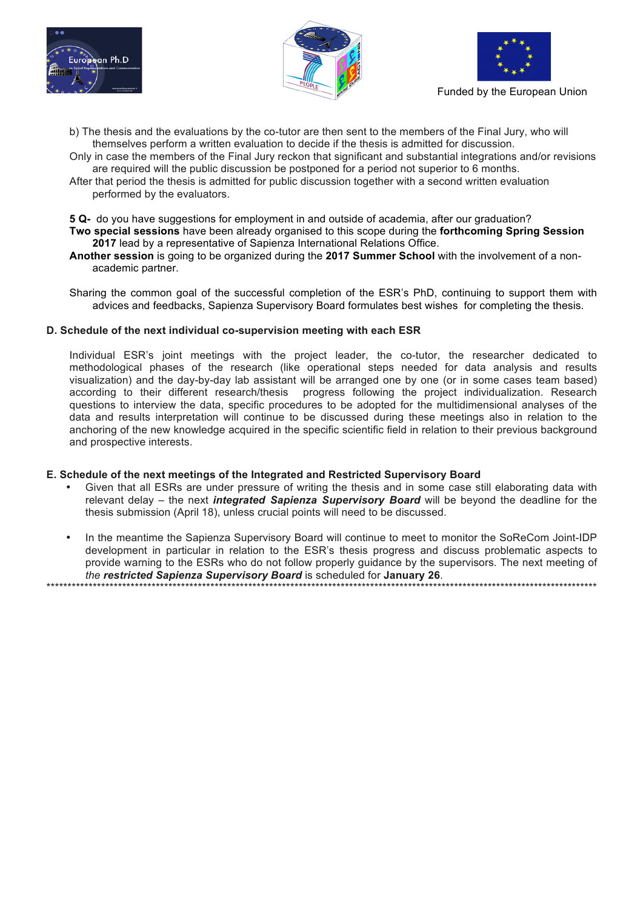b) The thesis and the evaluations by the co-tutor are then sent to the members of the Final Jury, who will themselves perform a written evaluation to decide if the thesis is admitted for discussion.

Only in case the members of the Final Jury reckon that significant and substantial integrations and/or revisions are required will the public discussion be postponed for a period not superior to 6 months.

After that period the thesis is admitted for public discussion together with a second written evaluation performed by the evaluators.

**5 Q-** do you have suggestions for employment in and outside of academia, after our graduation?

**Two special sessions** have been already organised to this scope during the **forthcoming Spring Session 2017** lead by a representative of Sapienza International Relations Office.

**Another session** is going to be organized during the **2017 Summer School** with the involvement of a non-academic partner.

Sharing the common goal of the successful completion of the ESR's PhD, continuing to support them with advices and feedbacks, Sapienza Supervisory Board formulates best wishes for completing the thesis.

**D. Schedule of the next individual co-supervision meeting with each ESR**

Individual ESR's joint meetings with the project leader, the co-tutor, the researcher dedicated to methodological phases of the research (like operational steps needed for data analysis and results visualization) and the day-by-day lab assistant will be arranged one by one (or in some cases team based) according to their different research/thesis progress following the project individualization. Research questions to interview the data, specific procedures to be adopted for the multidimensional analyses of the data and results interpretation will continue to be discussed during these meetings also in relation to the anchoring of the new knowledge acquired in the specific scientific field in relation to their previous background and prospective interests.

**E. Schedule of the next meetings of the Integrated and Restricted Supervisory Board**

- Given that all ESRs are under pressure of writing the thesis and in some case still elaborating data with relevant delay – the next ***integrated Sapienza Supervisory Board*** will be beyond the deadline for the thesis submission (April 18), unless crucial points will need to be discussed.

- In the meantime the Sapienza Supervisory Board will continue to meet to monitor the SoReCom Joint-IDP development in particular in relation to the ESR's thesis progress and discuss problematic aspects to provide warning to the ESRs who do not follow properly guidance by the supervisors. The next meeting of *the **restricted Sapienza Supervisory Board*** is scheduled for **January 26**.

*****************************************************************************************************************************